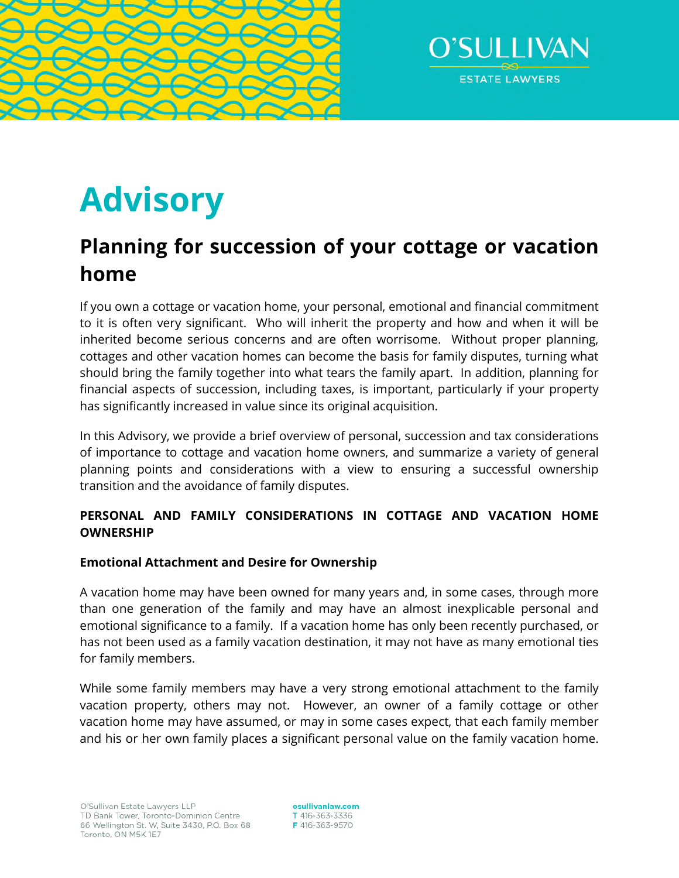# Advisory

## Planning for succession of your cottage or vacation home

If you own a cottage or vacation home, your personal, emotional and financial commitment to it is often very significant. Who will inherit the property and how and when it will be inherited become serious concerns and are often worrisome. Without proper planning, cottages and other vacation homes can become the basis for family disputes, turning what should bring the family together into what tears the family apart. In addition, planning for financial aspects of succession, including taxes, is important, particularly if your property has significantly increased in value since its original acquisition.

In this Advisory, we provide a brief overview of personal, succession and tax considerations of importance to cottage and vacation home owners, and summarize a variety of general planning points and considerations with a view to ensuring a successful ownership transition and the avoidance of family disputes.

### PERSONAL AND FAMILY CONSIDERATIONS IN COTTAGE AND VACATION HOME OWNERSHIP

#### Emotional Attachment and Desire for Ownership

A vacation home may have been owned for many years and, in some cases, through more than one generation of the family and may have an almost inexplicable personal and emotional significance to a family. If a vacation home has only been recently purchased, or has not been used as a family vacation destination, it may not have as many emotional ties for family members.

While some family members may have a very strong emotional attachment to the family vacation property, others may not. However, an owner of a family cottage or other vacation home may have assumed, or may in some cases expect, that each family member and his or her own family places a significant personal value on the family vacation home.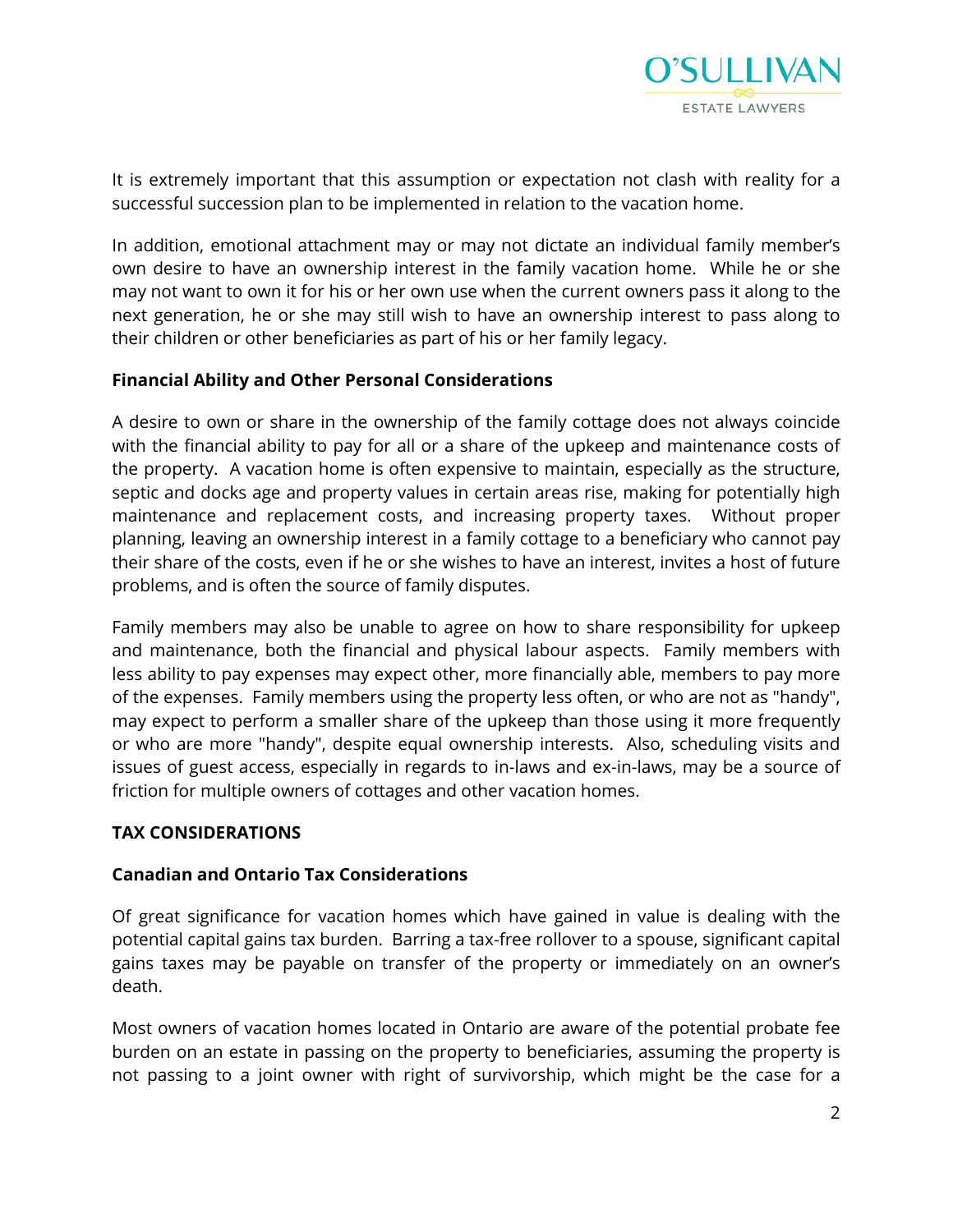It is extremely important that this assumption or expectation not clash with reality for a successful succession plan to be implemented in relation to the vacation home.

In addition, emotional attachment may or may not dictate an individual family member's own desire to have an ownership interest in the family vacation home. While he or she may not want to own it for his or her own use when the current owners pass it along to the next generation, he or she may still wish to have an ownership interest to pass along to their children or other beneficiaries as part of his or her family legacy.

**Financial Ability and Other Personal Considerations**

A desire to own or share in the ownership of the family cottage does not always coincide with the financial ability to pay for all or a share of the upkeep and maintenance costs of the property. A vacation home is often expensive to maintain, especially as the structure, septic and docks age and property values in certain areas rise, making for potentially high maintenance and replacement costs, and increasing property taxes. Without proper planning, leaving an ownership interest in a family cottage to a beneficiary who cannot pay their share of the costs, even if he or she wishes to have an interest, invites a host of future problems, and is often the source of family disputes.

Family members may also be unable to agree on how to share responsibility for upkeep and maintenance, both the financial and physical labour aspects. Family members with less ability to pay expenses may expect other, more financially able, members to pay more of the expenses. Family members using the property less often, or who are not as "handy", may expect to perform a smaller share of the upkeep than those using it more frequently or who are more "handy", despite equal ownership interests. Also, scheduling visits and issues of guest access, especially in regards to in-laws and ex-in-laws, may be a source of friction for multiple owners of cottages and other vacation homes.

## TAX CONSIDERATIONS

**Canadian and Ontario Tax Considerations**

Of great significance for vacation homes which have gained in value is dealing with the potential capital gains tax burden. Barring a tax-free rollover to a spouse, significant capital gains taxes may be payable on transfer of the property or immediately on an owner's death.

Most owners of vacation homes located in Ontario are aware of the potential probate fee burden on an estate in passing on the property to beneficiaries, assuming the property is not passing to a joint owner with right of survivorship, which might be the case for a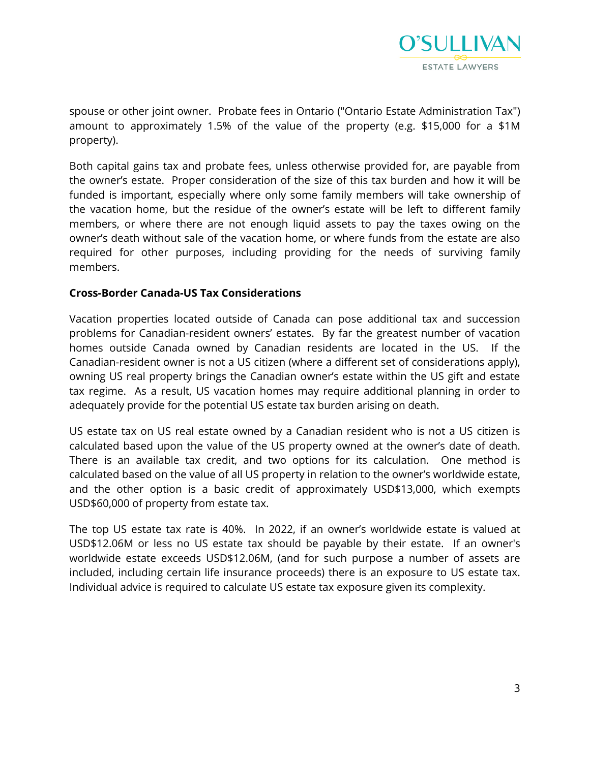spouse or other joint owner. Probate fees in Ontario ("Ontario Estate Administration Tax") amount to approximately 1.5% of the value of the property (e.g. $15,000 for a $1M property).

Both capital gains tax and probate fees, unless otherwise provided for, are payable from the owner's estate. Proper consideration of the size of this tax burden and how it will be funded is important, especially where only some family members will take ownership of the vacation home, but the residue of the owner's estate will be left to different family members, or where there are not enough liquid assets to pay the taxes owing on the owner's death without sale of the vacation home, or where funds from the estate are also required for other purposes, including providing for the needs of surviving family members.

**Cross-Border Canada-US Tax Considerations**

Vacation properties located outside of Canada can pose additional tax and succession problems for Canadian-resident owners' estates. By far the greatest number of vacation homes outside Canada owned by Canadian residents are located in the US. If the Canadian-resident owner is not a US citizen (where a different set of considerations apply), owning US real property brings the Canadian owner's estate within the US gift and estate tax regime. As a result, US vacation homes may require additional planning in order to adequately provide for the potential US estate tax burden arising on death.

US estate tax on US real estate owned by a Canadian resident who is not a US citizen is calculated based upon the value of the US property owned at the owner's date of death. There is an available tax credit, and two options for its calculation. One method is calculated based on the value of all US property in relation to the owner's worldwide estate, and the other option is a basic credit of approximately USD$13,000, which exempts USD$60,000 of property from estate tax.

The top US estate tax rate is 40%. In 2022, if an owner's worldwide estate is valued at USD$12.06M or less no US estate tax should be payable by their estate. If an owner's worldwide estate exceeds USD$12.06M, (and for such purpose a number of assets are included, including certain life insurance proceeds) there is an exposure to US estate tax. Individual advice is required to calculate US estate tax exposure given its complexity.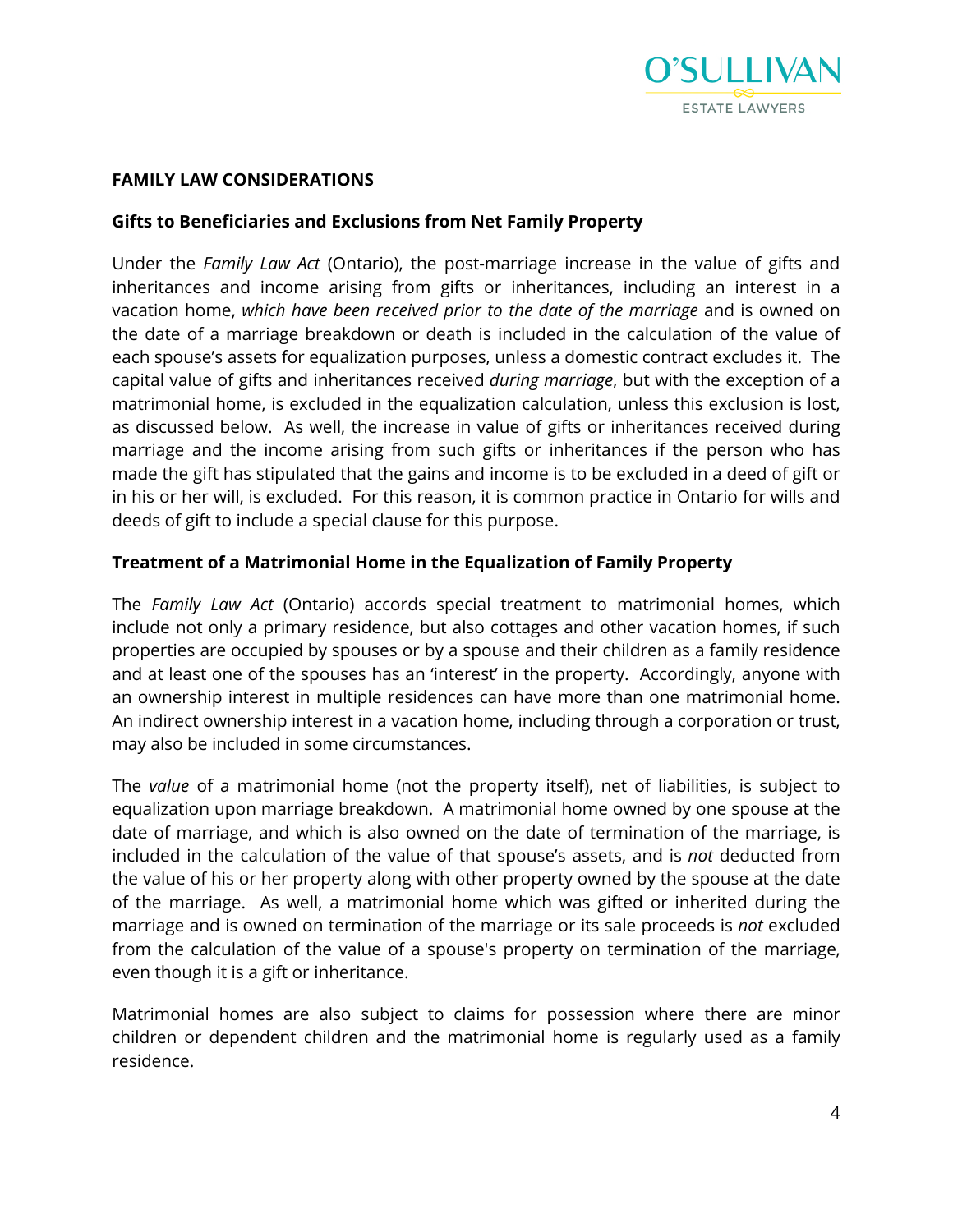**FAMILY LAW CONSIDERATIONS**

**Gifts to Beneficiaries and Exclusions from Net Family Property**

Under the *Family Law Act* (Ontario), the post-marriage increase in the value of gifts and inheritances and income arising from gifts or inheritances, including an interest in a vacation home, *which have been received prior to the date of the marriage* and is owned on the date of a marriage breakdown or death is included in the calculation of the value of each spouse's assets for equalization purposes, unless a domestic contract excludes it. The capital value of gifts and inheritances received *during marriage*, but with the exception of a matrimonial home, is excluded in the equalization calculation, unless this exclusion is lost, as discussed below. As well, the increase in value of gifts or inheritances received during marriage and the income arising from such gifts or inheritances if the person who has made the gift has stipulated that the gains and income is to be excluded in a deed of gift or in his or her will, is excluded. For this reason, it is common practice in Ontario for wills and deeds of gift to include a special clause for this purpose.

**Treatment of a Matrimonial Home in the Equalization of Family Property**

The *Family Law Act* (Ontario) accords special treatment to matrimonial homes, which include not only a primary residence, but also cottages and other vacation homes, if such properties are occupied by spouses or by a spouse and their children as a family residence and at least one of the spouses has an 'interest' in the property. Accordingly, anyone with an ownership interest in multiple residences can have more than one matrimonial home. An indirect ownership interest in a vacation home, including through a corporation or trust, may also be included in some circumstances.

The *value* of a matrimonial home (not the property itself), net of liabilities, is subject to equalization upon marriage breakdown. A matrimonial home owned by one spouse at the date of marriage, and which is also owned on the date of termination of the marriage, is included in the calculation of the value of that spouse's assets, and is *not* deducted from the value of his or her property along with other property owned by the spouse at the date of the marriage. As well, a matrimonial home which was gifted or inherited during the marriage and is owned on termination of the marriage or its sale proceeds is *not* excluded from the calculation of the value of a spouse's property on termination of the marriage, even though it is a gift or inheritance.

Matrimonial homes are also subject to claims for possession where there are minor children or dependent children and the matrimonial home is regularly used as a family residence.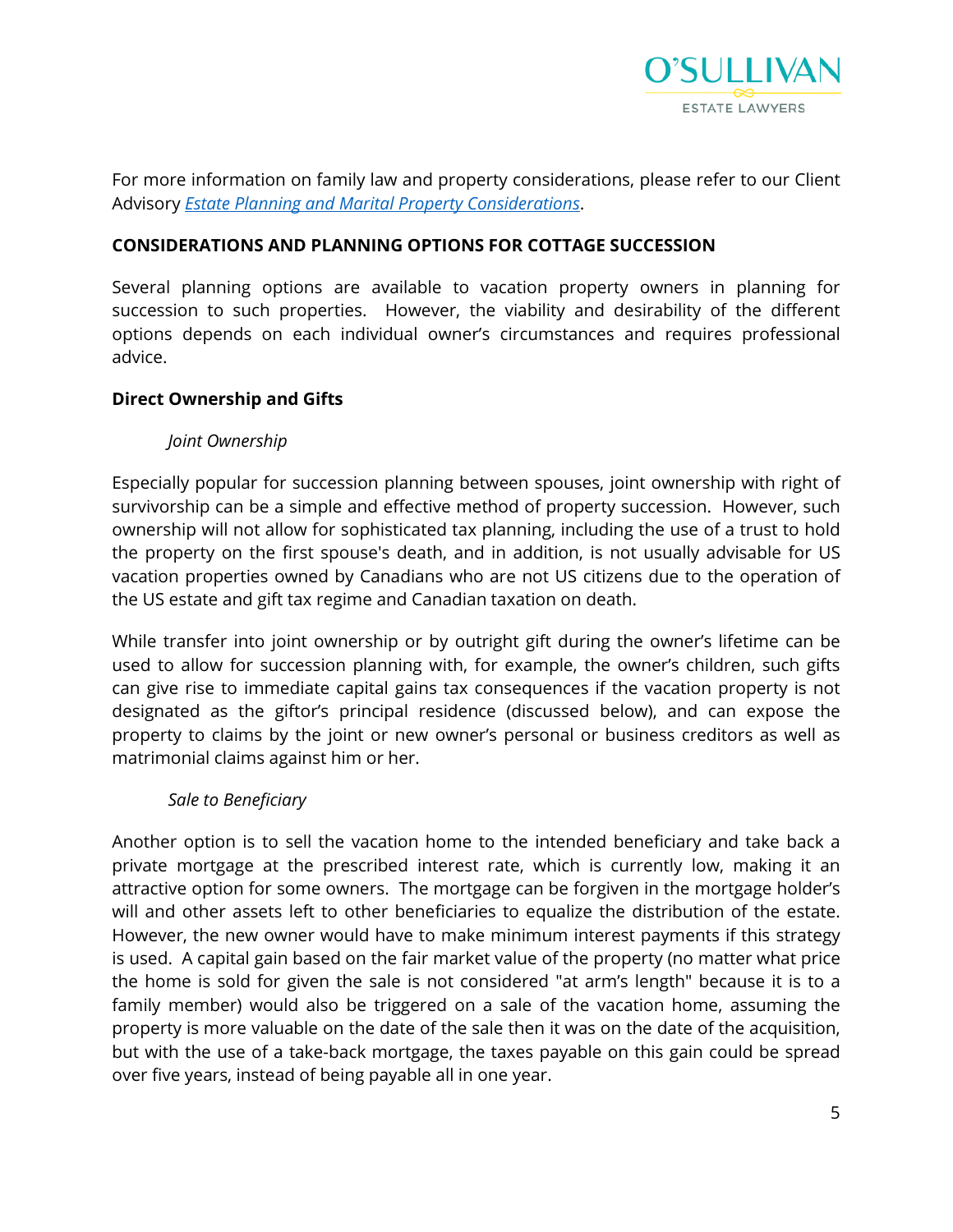For more information on family law and property considerations, please refer to our Client Advisory *Estate Planning and Marital Property Considerations*.

## CONSIDERATIONS AND PLANNING OPTIONS FOR COTTAGE SUCCESSION

Several planning options are available to vacation property owners in planning for succession to such properties. However, the viability and desirability of the different options depends on each individual owner's circumstances and requires professional advice.

### Direct Ownership and Gifts

#### *Joint Ownership*

Especially popular for succession planning between spouses, joint ownership with right of survivorship can be a simple and effective method of property succession. However, such ownership will not allow for sophisticated tax planning, including the use of a trust to hold the property on the first spouse's death, and in addition, is not usually advisable for US vacation properties owned by Canadians who are not US citizens due to the operation of the US estate and gift tax regime and Canadian taxation on death.

While transfer into joint ownership or by outright gift during the owner's lifetime can be used to allow for succession planning with, for example, the owner's children, such gifts can give rise to immediate capital gains tax consequences if the vacation property is not designated as the giftor's principal residence (discussed below), and can expose the property to claims by the joint or new owner's personal or business creditors as well as matrimonial claims against him or her.

#### *Sale to Beneficiary*

Another option is to sell the vacation home to the intended beneficiary and take back a private mortgage at the prescribed interest rate, which is currently low, making it an attractive option for some owners. The mortgage can be forgiven in the mortgage holder's will and other assets left to other beneficiaries to equalize the distribution of the estate. However, the new owner would have to make minimum interest payments if this strategy is used. A capital gain based on the fair market value of the property (no matter what price the home is sold for given the sale is not considered "at arm's length" because it is to a family member) would also be triggered on a sale of the vacation home, assuming the property is more valuable on the date of the sale then it was on the date of the acquisition, but with the use of a take-back mortgage, the taxes payable on this gain could be spread over five years, instead of being payable all in one year.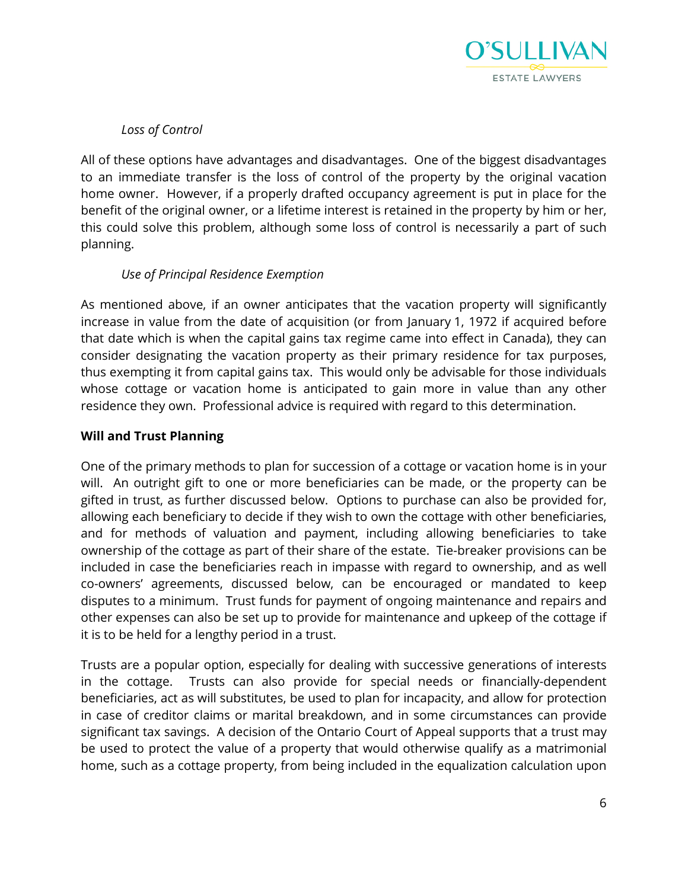*Loss of Control*

All of these options have advantages and disadvantages. One of the biggest disadvantages to an immediate transfer is the loss of control of the property by the original vacation home owner. However, if a properly drafted occupancy agreement is put in place for the benefit of the original owner, or a lifetime interest is retained in the property by him or her, this could solve this problem, although some loss of control is necessarily a part of such planning.

*Use of Principal Residence Exemption*

As mentioned above, if an owner anticipates that the vacation property will significantly increase in value from the date of acquisition (or from January 1, 1972 if acquired before that date which is when the capital gains tax regime came into effect in Canada), they can consider designating the vacation property as their primary residence for tax purposes, thus exempting it from capital gains tax. This would only be advisable for those individuals whose cottage or vacation home is anticipated to gain more in value than any other residence they own. Professional advice is required with regard to this determination.

**Will and Trust Planning**

One of the primary methods to plan for succession of a cottage or vacation home is in your will. An outright gift to one or more beneficiaries can be made, or the property can be gifted in trust, as further discussed below. Options to purchase can also be provided for, allowing each beneficiary to decide if they wish to own the cottage with other beneficiaries, and for methods of valuation and payment, including allowing beneficiaries to take ownership of the cottage as part of their share of the estate. Tie-breaker provisions can be included in case the beneficiaries reach in impasse with regard to ownership, and as well co-owners' agreements, discussed below, can be encouraged or mandated to keep disputes to a minimum. Trust funds for payment of ongoing maintenance and repairs and other expenses can also be set up to provide for maintenance and upkeep of the cottage if it is to be held for a lengthy period in a trust.

Trusts are a popular option, especially for dealing with successive generations of interests in the cottage. Trusts can also provide for special needs or financially-dependent beneficiaries, act as will substitutes, be used to plan for incapacity, and allow for protection in case of creditor claims or marital breakdown, and in some circumstances can provide significant tax savings. A decision of the Ontario Court of Appeal supports that a trust may be used to protect the value of a property that would otherwise qualify as a matrimonial home, such as a cottage property, from being included in the equalization calculation upon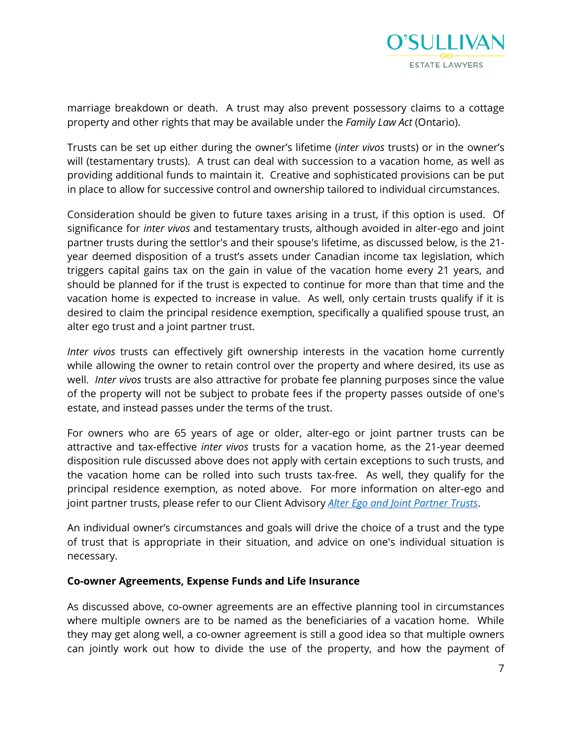marriage breakdown or death. A trust may also prevent possessory claims to a cottage property and other rights that may be available under the *Family Law Act* (Ontario).

Trusts can be set up either during the owner's lifetime (*inter vivos* trusts) or in the owner's will (testamentary trusts). A trust can deal with succession to a vacation home, as well as providing additional funds to maintain it. Creative and sophisticated provisions can be put in place to allow for successive control and ownership tailored to individual circumstances.

Consideration should be given to future taxes arising in a trust, if this option is used. Of significance for *inter vivos* and testamentary trusts, although avoided in alter-ego and joint partner trusts during the settlor's and their spouse's lifetime, as discussed below, is the 21-year deemed disposition of a trust's assets under Canadian income tax legislation, which triggers capital gains tax on the gain in value of the vacation home every 21 years, and should be planned for if the trust is expected to continue for more than that time and the vacation home is expected to increase in value. As well, only certain trusts qualify if it is desired to claim the principal residence exemption, specifically a qualified spouse trust, an alter ego trust and a joint partner trust.

*Inter vivos* trusts can effectively gift ownership interests in the vacation home currently while allowing the owner to retain control over the property and where desired, its use as well. *Inter vivos* trusts are also attractive for probate fee planning purposes since the value of the property will not be subject to probate fees if the property passes outside of one's estate, and instead passes under the terms of the trust.

For owners who are 65 years of age or older, alter-ego or joint partner trusts can be attractive and tax-effective *inter vivos* trusts for a vacation home, as the 21-year deemed disposition rule discussed above does not apply with certain exceptions to such trusts, and the vacation home can be rolled into such trusts tax-free. As well, they qualify for the principal residence exemption, as noted above. For more information on alter-ego and joint partner trusts, please refer to our Client Advisory *Alter Ego and Joint Partner Trusts*.

An individual owner's circumstances and goals will drive the choice of a trust and the type of trust that is appropriate in their situation, and advice on one's individual situation is necessary.

**Co-owner Agreements, Expense Funds and Life Insurance**

As discussed above, co-owner agreements are an effective planning tool in circumstances where multiple owners are to be named as the beneficiaries of a vacation home. While they may get along well, a co-owner agreement is still a good idea so that multiple owners can jointly work out how to divide the use of the property, and how the payment of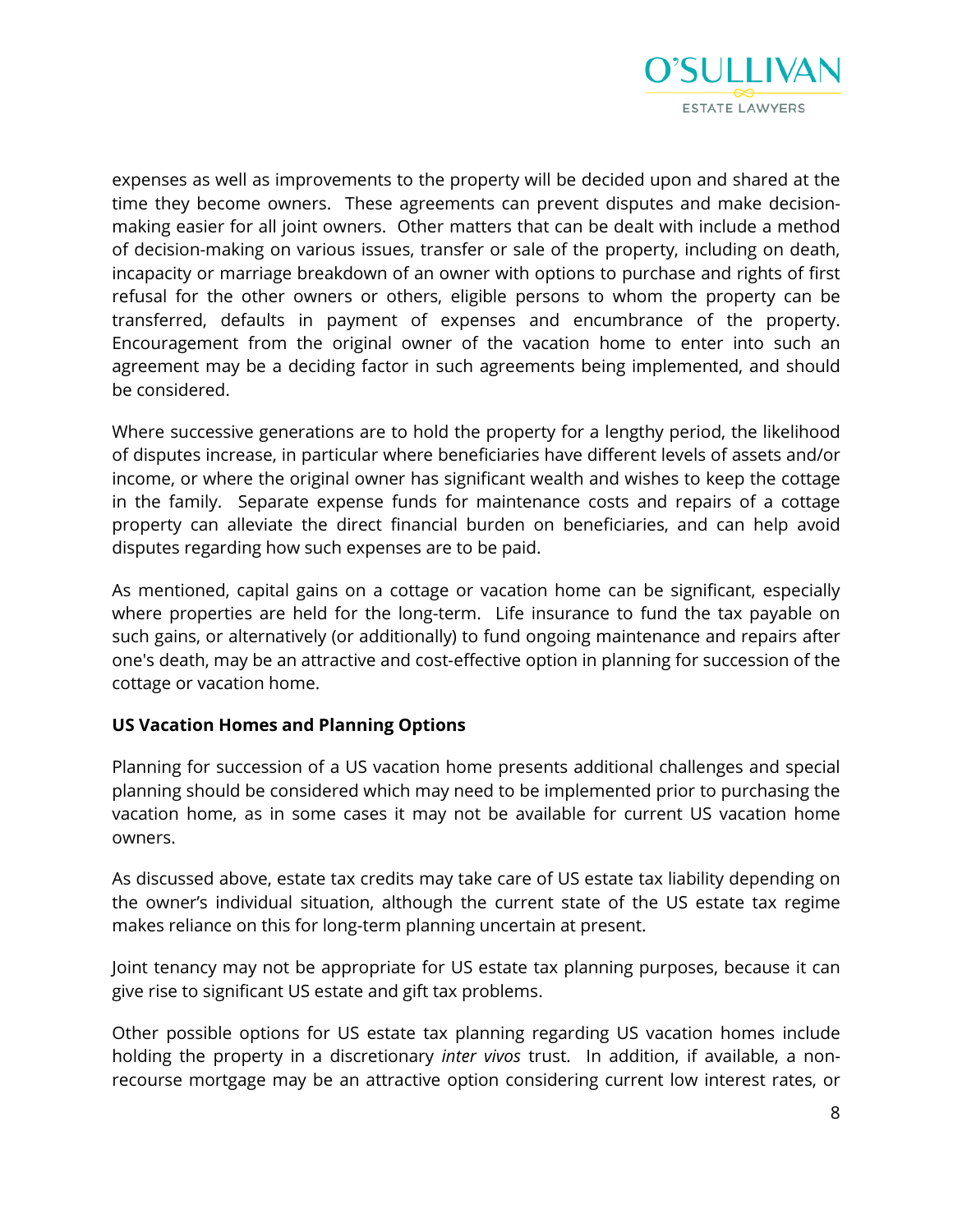expenses as well as improvements to the property will be decided upon and shared at the time they become owners. These agreements can prevent disputes and make decision-making easier for all joint owners. Other matters that can be dealt with include a method of decision-making on various issues, transfer or sale of the property, including on death, incapacity or marriage breakdown of an owner with options to purchase and rights of first refusal for the other owners or others, eligible persons to whom the property can be transferred, defaults in payment of expenses and encumbrance of the property. Encouragement from the original owner of the vacation home to enter into such an agreement may be a deciding factor in such agreements being implemented, and should be considered.

Where successive generations are to hold the property for a lengthy period, the likelihood of disputes increase, in particular where beneficiaries have different levels of assets and/or income, or where the original owner has significant wealth and wishes to keep the cottage in the family. Separate expense funds for maintenance costs and repairs of a cottage property can alleviate the direct financial burden on beneficiaries, and can help avoid disputes regarding how such expenses are to be paid.

As mentioned, capital gains on a cottage or vacation home can be significant, especially where properties are held for the long-term. Life insurance to fund the tax payable on such gains, or alternatively (or additionally) to fund ongoing maintenance and repairs after one's death, may be an attractive and cost-effective option in planning for succession of the cottage or vacation home.

**US Vacation Homes and Planning Options**

Planning for succession of a US vacation home presents additional challenges and special planning should be considered which may need to be implemented prior to purchasing the vacation home, as in some cases it may not be available for current US vacation home owners.

As discussed above, estate tax credits may take care of US estate tax liability depending on the owner's individual situation, although the current state of the US estate tax regime makes reliance on this for long-term planning uncertain at present.

Joint tenancy may not be appropriate for US estate tax planning purposes, because it can give rise to significant US estate and gift tax problems.

Other possible options for US estate tax planning regarding US vacation homes include holding the property in a discretionary *inter vivos* trust. In addition, if available, a non-recourse mortgage may be an attractive option considering current low interest rates, or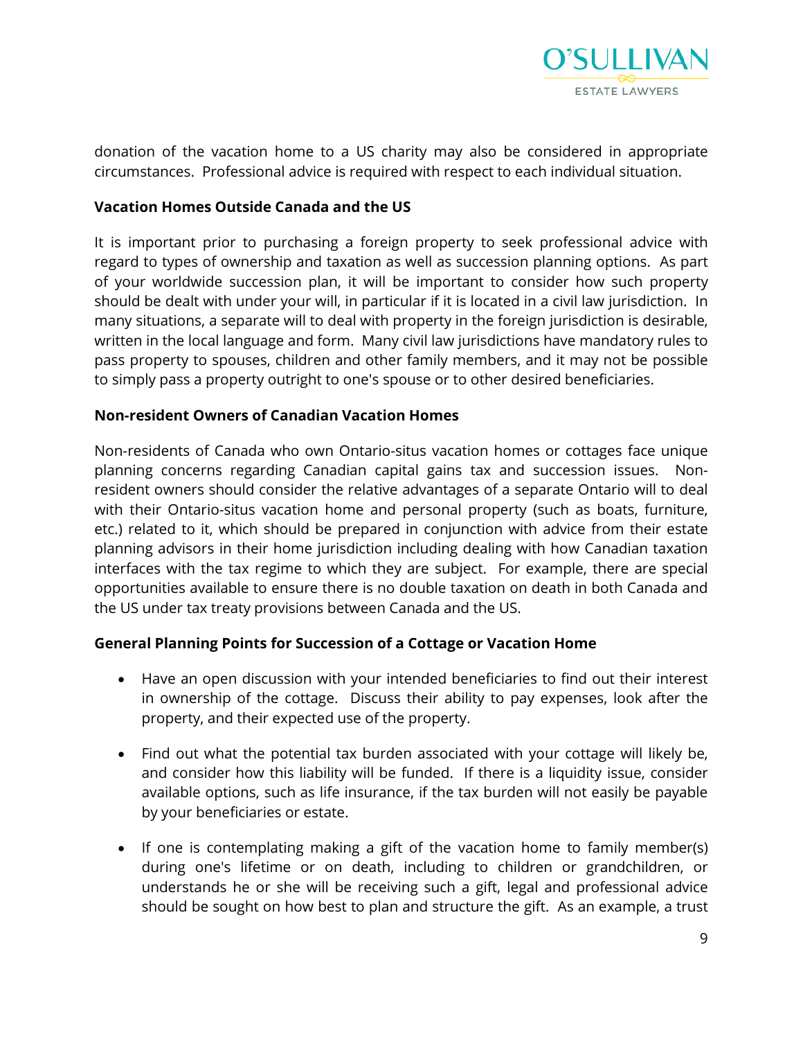donation of the vacation home to a US charity may also be considered in appropriate circumstances. Professional advice is required with respect to each individual situation.

**Vacation Homes Outside Canada and the US**

It is important prior to purchasing a foreign property to seek professional advice with regard to types of ownership and taxation as well as succession planning options. As part of your worldwide succession plan, it will be important to consider how such property should be dealt with under your will, in particular if it is located in a civil law jurisdiction. In many situations, a separate will to deal with property in the foreign jurisdiction is desirable, written in the local language and form. Many civil law jurisdictions have mandatory rules to pass property to spouses, children and other family members, and it may not be possible to simply pass a property outright to one's spouse or to other desired beneficiaries.

**Non-resident Owners of Canadian Vacation Homes**

Non-residents of Canada who own Ontario-situs vacation homes or cottages face unique planning concerns regarding Canadian capital gains tax and succession issues. Non-resident owners should consider the relative advantages of a separate Ontario will to deal with their Ontario-situs vacation home and personal property (such as boats, furniture, etc.) related to it, which should be prepared in conjunction with advice from their estate planning advisors in their home jurisdiction including dealing with how Canadian taxation interfaces with the tax regime to which they are subject. For example, there are special opportunities available to ensure there is no double taxation on death in both Canada and the US under tax treaty provisions between Canada and the US.

**General Planning Points for Succession of a Cottage or Vacation Home**

- Have an open discussion with your intended beneficiaries to find out their interest in ownership of the cottage. Discuss their ability to pay expenses, look after the property, and their expected use of the property.

- Find out what the potential tax burden associated with your cottage will likely be, and consider how this liability will be funded. If there is a liquidity issue, consider available options, such as life insurance, if the tax burden will not easily be payable by your beneficiaries or estate.

- If one is contemplating making a gift of the vacation home to family member(s) during one's lifetime or on death, including to children or grandchildren, or understands he or she will be receiving such a gift, legal and professional advice should be sought on how best to plan and structure the gift. As an example, a trust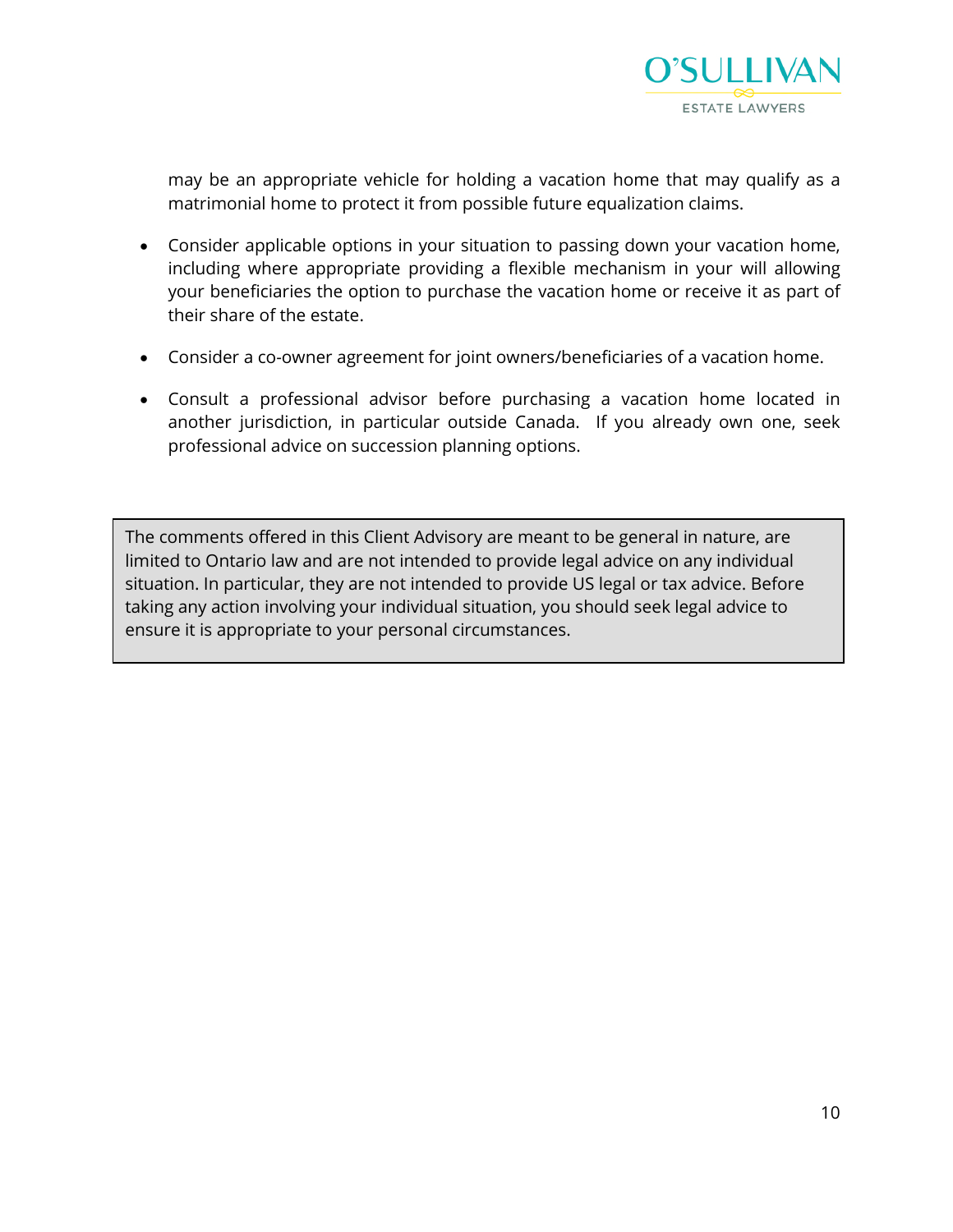may be an appropriate vehicle for holding a vacation home that may qualify as a matrimonial home to protect it from possible future equalization claims.

- Consider applicable options in your situation to passing down your vacation home, including where appropriate providing a flexible mechanism in your will allowing your beneficiaries the option to purchase the vacation home or receive it as part of their share of the estate.

- Consider a co-owner agreement for joint owners/beneficiaries of a vacation home.

- Consult a professional advisor before purchasing a vacation home located in another jurisdiction, in particular outside Canada. If you already own one, seek professional advice on succession planning options.

The comments offered in this Client Advisory are meant to be general in nature, are limited to Ontario law and are not intended to provide legal advice on any individual situation. In particular, they are not intended to provide US legal or tax advice. Before taking any action involving your individual situation, you should seek legal advice to ensure it is appropriate to your personal circumstances.